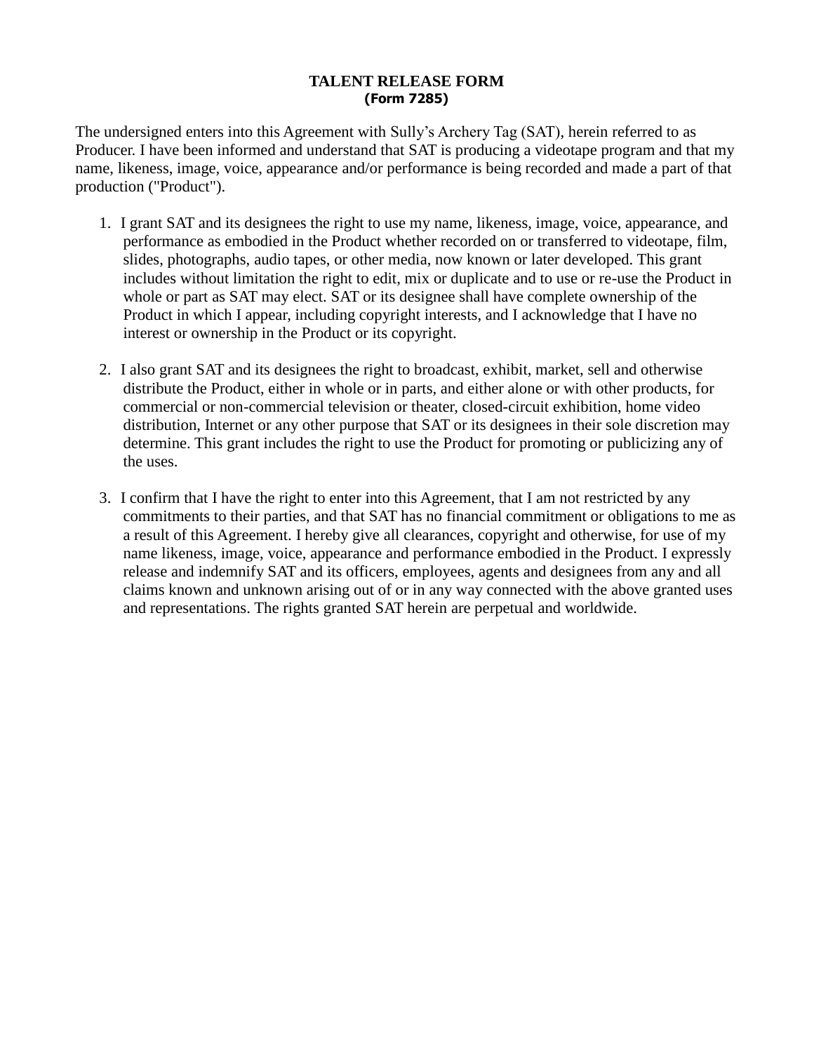# TALENT RELEASE FORM

**(Form 7285)**

The undersigned enters into this Agreement with Sully's Archery Tag (SAT), herein referred to as Producer. I have been informed and understand that SAT is producing a videotape program and that my name, likeness, image, voice, appearance and/or performance is being recorded and made a part of that production ("Product").

1. I grant SAT and its designees the right to use my name, likeness, image, voice, appearance, and performance as embodied in the Product whether recorded on or transferred to videotape, film, slides, photographs, audio tapes, or other media, now known or later developed. This grant includes without limitation the right to edit, mix or duplicate and to use or re-use the Product in whole or part as SAT may elect. SAT or its designee shall have complete ownership of the Product in which I appear, including copyright interests, and I acknowledge that I have no interest or ownership in the Product or its copyright.

2. I also grant SAT and its designees the right to broadcast, exhibit, market, sell and otherwise distribute the Product, either in whole or in parts, and either alone or with other products, for commercial or non-commercial television or theater, closed-circuit exhibition, home video distribution, Internet or any other purpose that SAT or its designees in their sole discretion may determine. This grant includes the right to use the Product for promoting or publicizing any of the uses.

3. I confirm that I have the right to enter into this Agreement, that I am not restricted by any commitments to their parties, and that SAT has no financial commitment or obligations to me as a result of this Agreement. I hereby give all clearances, copyright and otherwise, for use of my name likeness, image, voice, appearance and performance embodied in the Product. I expressly release and indemnify SAT and its officers, employees, agents and designees from any and all claims known and unknown arising out of or in any way connected with the above granted uses and representations. The rights granted SAT herein are perpetual and worldwide.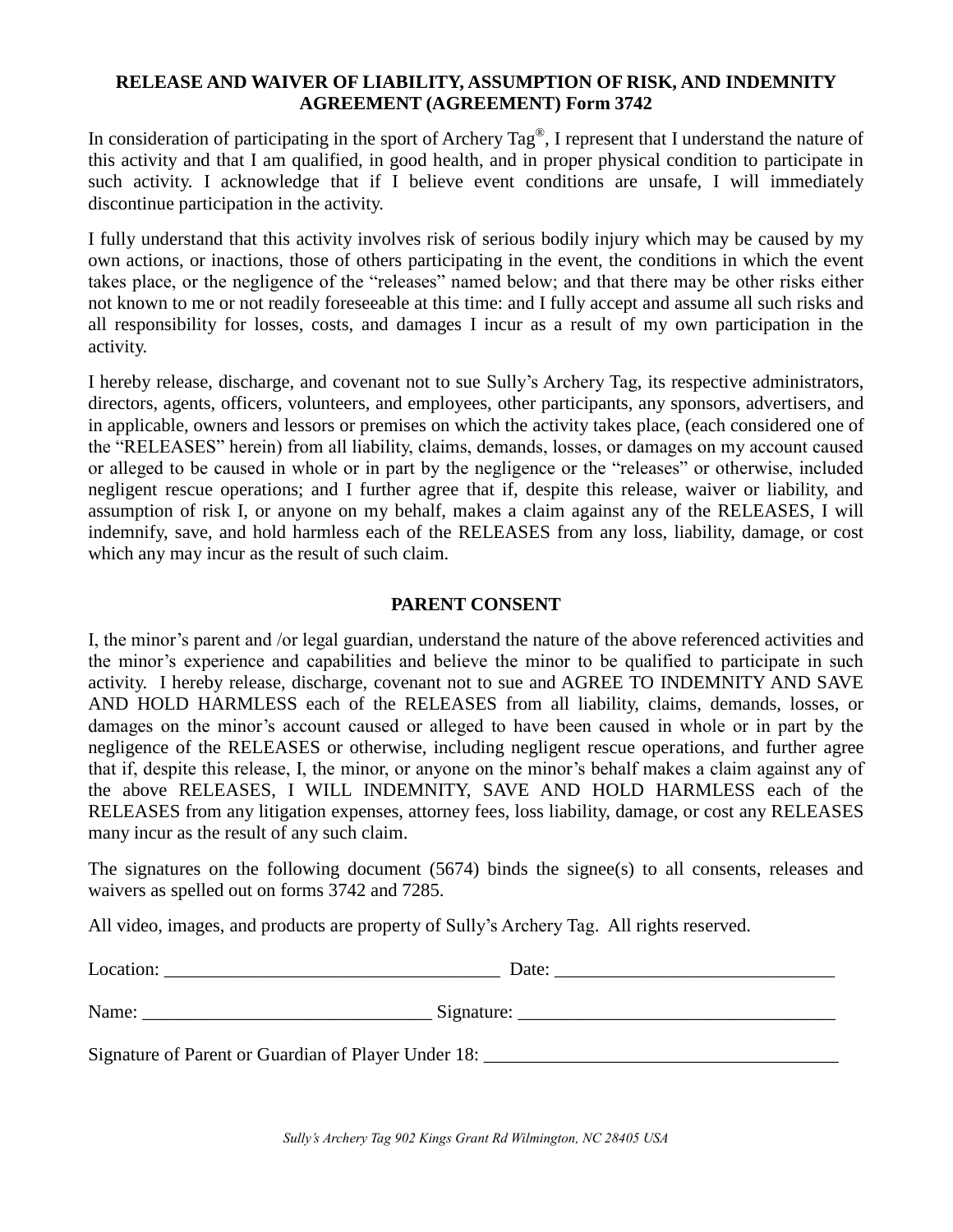**RELEASE AND WAIVER OF LIABILITY, ASSUMPTION OF RISK, AND INDEMNITY AGREEMENT (AGREEMENT) Form 3742**

In consideration of participating in the sport of Archery Tag®, I represent that I understand the nature of this activity and that I am qualified, in good health, and in proper physical condition to participate in such activity. I acknowledge that if I believe event conditions are unsafe, I will immediately discontinue participation in the activity.

I fully understand that this activity involves risk of serious bodily injury which may be caused by my own actions, or inactions, those of others participating in the event, the conditions in which the event takes place, or the negligence of the "releases" named below; and that there may be other risks either not known to me or not readily foreseeable at this time: and I fully accept and assume all such risks and all responsibility for losses, costs, and damages I incur as a result of my own participation in the activity.

I hereby release, discharge, and covenant not to sue Sully's Archery Tag, its respective administrators, directors, agents, officers, volunteers, and employees, other participants, any sponsors, advertisers, and in applicable, owners and lessors or premises on which the activity takes place, (each considered one of the "RELEASES" herein) from all liability, claims, demands, losses, or damages on my account caused or alleged to be caused in whole or in part by the negligence or the "releases" or otherwise, included negligent rescue operations; and I further agree that if, despite this release, waiver or liability, and assumption of risk I, or anyone on my behalf, makes a claim against any of the RELEASES, I will indemnify, save, and hold harmless each of the RELEASES from any loss, liability, damage, or cost which any may incur as the result of such claim.

**PARENT CONSENT**

I, the minor's parent and /or legal guardian, understand the nature of the above referenced activities and the minor's experience and capabilities and believe the minor to be qualified to participate in such activity. I hereby release, discharge, covenant not to sue and AGREE TO INDEMNITY AND SAVE AND HOLD HARMLESS each of the RELEASES from all liability, claims, demands, losses, or damages on the minor's account caused or alleged to have been caused in whole or in part by the negligence of the RELEASES or otherwise, including negligent rescue operations, and further agree that if, despite this release, I, the minor, or anyone on the minor's behalf makes a claim against any of the above RELEASES, I WILL INDEMNITY, SAVE AND HOLD HARMLESS each of the RELEASES from any litigation expenses, attorney fees, loss liability, damage, or cost any RELEASES many incur as the result of any such claim.

The signatures on the following document (5674) binds the signee(s) to all consents, releases and waivers as spelled out on forms 3742 and 7285.

All video, images, and products are property of Sully's Archery Tag. All rights reserved.

Location: ____________________________________ Date: ______________________________

Name: ______________________________ Signature: __________________________________

Signature of Parent or Guardian of Player Under 18: _____________________________________

*Sully's Archery Tag 902 Kings Grant Rd Wilmington, NC 28405 USA*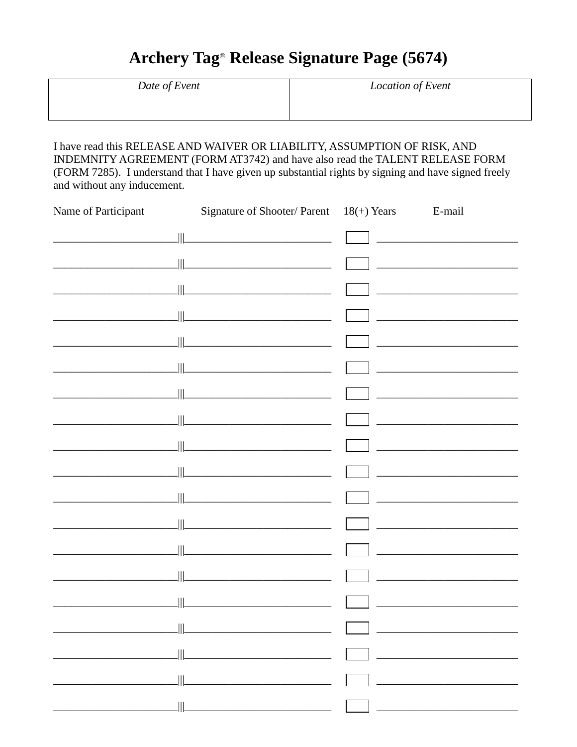# Archery Tag® Release Signature Page (5674)

| *Date of Event* | *Location of Event* |
| --- | --- |
| | |

I have read this RELEASE AND WAIVER OR LIABILITY, ASSUMPTION OF RISK, AND INDEMNITY AGREEMENT (FORM AT3742) and have also read the TALENT RELEASE FORM (FORM 7285). I understand that I have given up substantial rights by signing and have signed freely and without any inducement.

| Name of Participant | Signature of Shooter/ Parent | 18(+) Years | E-mail |
| --- | --- | --- | --- |
| | | ☐ | |
| | | ☐ | |
| | | ☐ | |
| | | ☐ | |
| | | ☐ | |
| | | ☐ | |
| | | ☐ | |
| | | ☐ | |
| | | ☐ | |
| | | ☐ | |
| | | ☐ | |
| | | ☐ | |
| | | ☐ | |
| | | ☐ | |
| | | ☐ | |
| | | ☐ | |
| | | ☐ | |
| | | ☐ | |
| | | ☐ | |